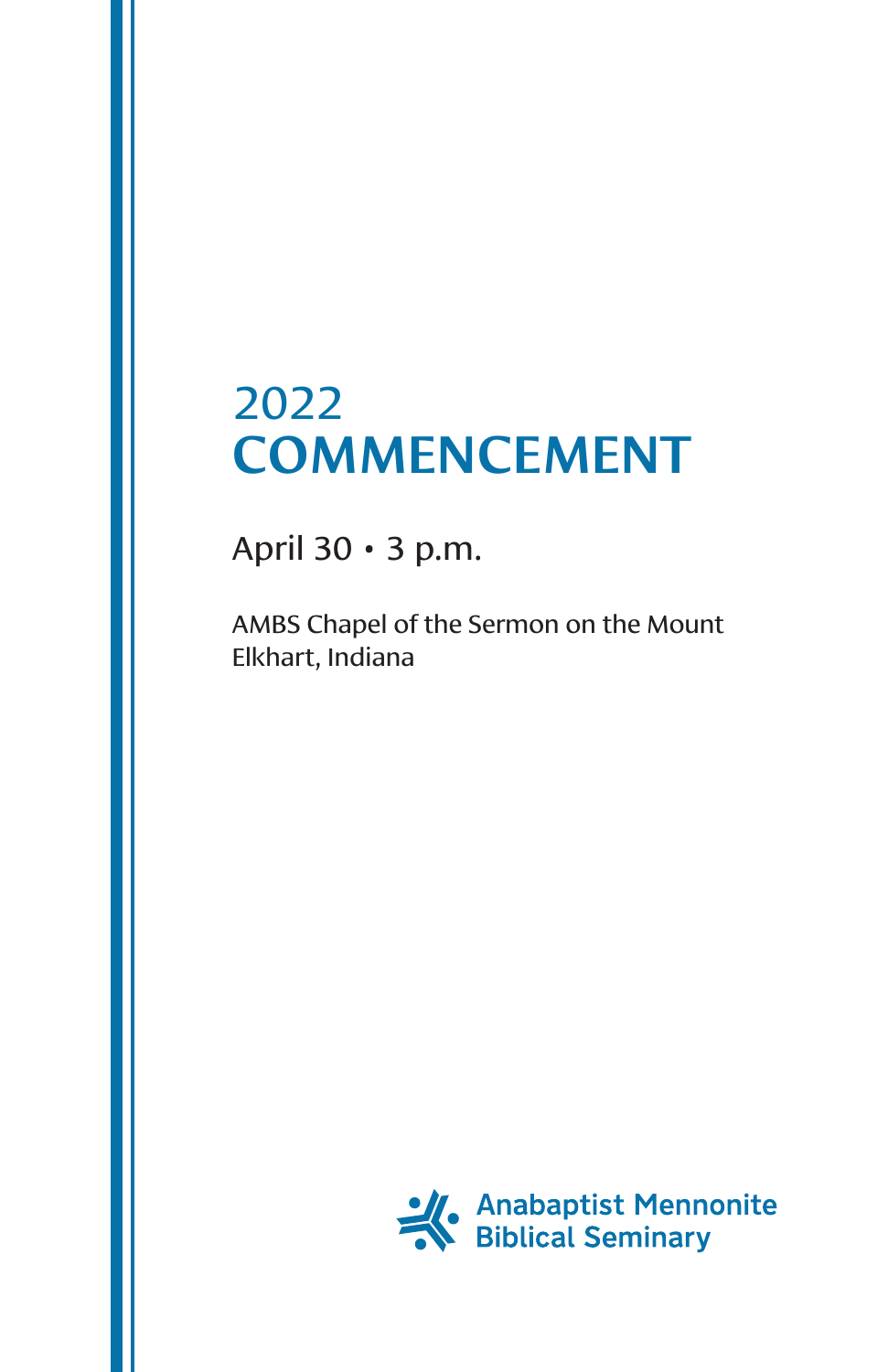# 2022 COMMENCEMENT

April 30 • 3 p.m.

AMBS Chapel of the Sermon on the Mount
Elkhart, Indiana

Anabaptist Mennonite Biblical Seminary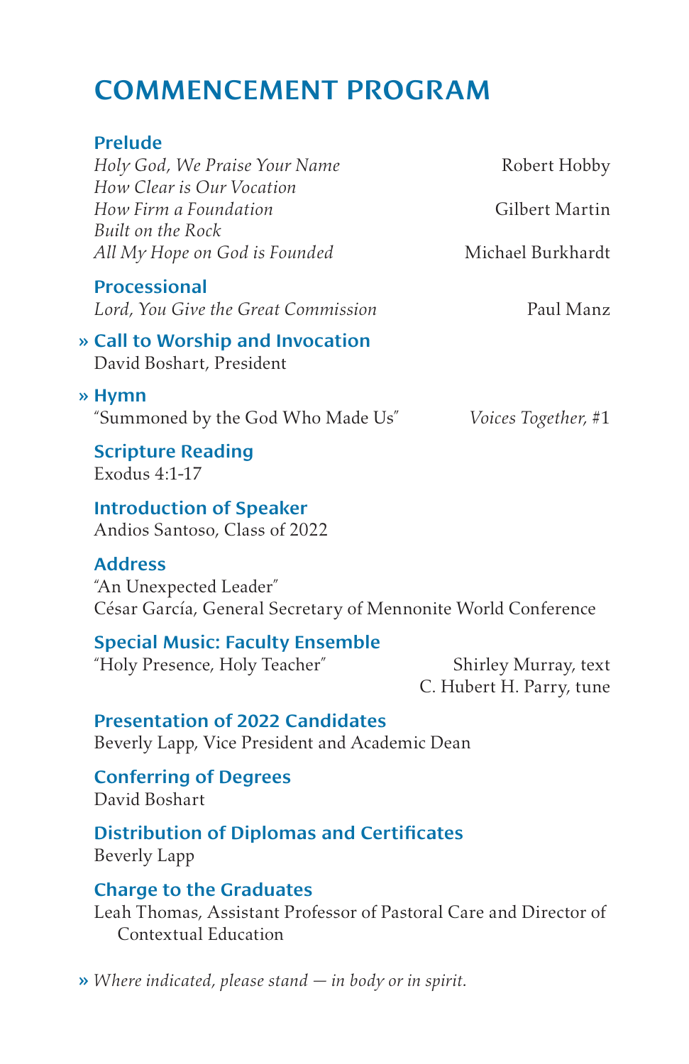# COMMENCEMENT PROGRAM

### Prelude

*Holy God, We Praise Your Name* — Robert Hobby
*How Clear is Our Vocation*
*How Firm a Foundation* — Gilbert Martin
*Built on the Rock*
*All My Hope on God is Founded* — Michael Burkhardt

### Processional

*Lord, You Give the Great Commission* — Paul Manz

### » Call to Worship and Invocation

David Boshart, President

### » Hymn

"Summoned by the God Who Made Us" — *Voices Together*, #1

### Scripture Reading

Exodus 4:1-17

### Introduction of Speaker

Andios Santoso, Class of 2022

### Address

"An Unexpected Leader"
César García, General Secretary of Mennonite World Conference

### Special Music: Faculty Ensemble

"Holy Presence, Holy Teacher" — Shirley Murray, text
C. Hubert H. Parry, tune

### Presentation of 2022 Candidates

Beverly Lapp, Vice President and Academic Dean

### Conferring of Degrees

David Boshart

### Distribution of Diplomas and Certificates

Beverly Lapp

### Charge to the Graduates

Leah Thomas, Assistant Professor of Pastoral Care and Director of Contextual Education

» *Where indicated, please stand — in body or in spirit.*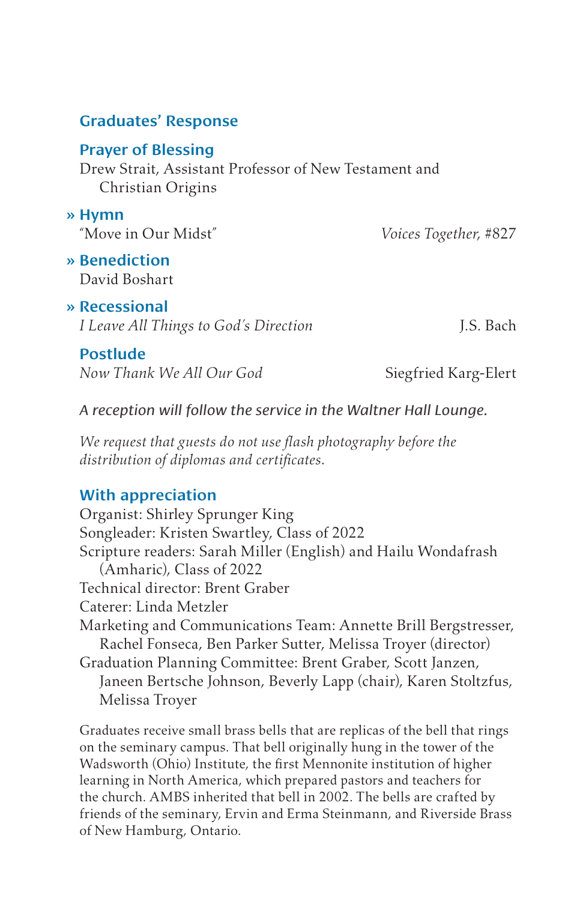## Graduates' Response

## Prayer of Blessing

Drew Strait, Assistant Professor of New Testament and Christian Origins

## » Hymn

"Move in Our Midst" — *Voices Together,* #827

## » Benediction

David Boshart

## » Recessional

*I Leave All Things to God's Direction* — J.S. Bach

## Postlude

*Now Thank We All Our God* — Siegfried Karg-Elert

*A reception will follow the service in the Waltner Hall Lounge.*

*We request that guests do not use flash photography before the distribution of diplomas and certificates.*

## With appreciation

Organist: Shirley Sprunger King
Songleader: Kristen Swartley, Class of 2022
Scripture readers: Sarah Miller (English) and Hailu Wondafrash (Amharic), Class of 2022
Technical director: Brent Graber
Caterer: Linda Metzler
Marketing and Communications Team: Annette Brill Bergstresser, Rachel Fonseca, Ben Parker Sutter, Melissa Troyer (director)
Graduation Planning Committee: Brent Graber, Scott Janzen, Janeen Bertsche Johnson, Beverly Lapp (chair), Karen Stoltzfus, Melissa Troyer

Graduates receive small brass bells that are replicas of the bell that rings on the seminary campus. That bell originally hung in the tower of the Wadsworth (Ohio) Institute, the first Mennonite institution of higher learning in North America, which prepared pastors and teachers for the church. AMBS inherited that bell in 2002. The bells are crafted by friends of the seminary, Ervin and Erma Steinmann, and Riverside Brass of New Hamburg, Ontario.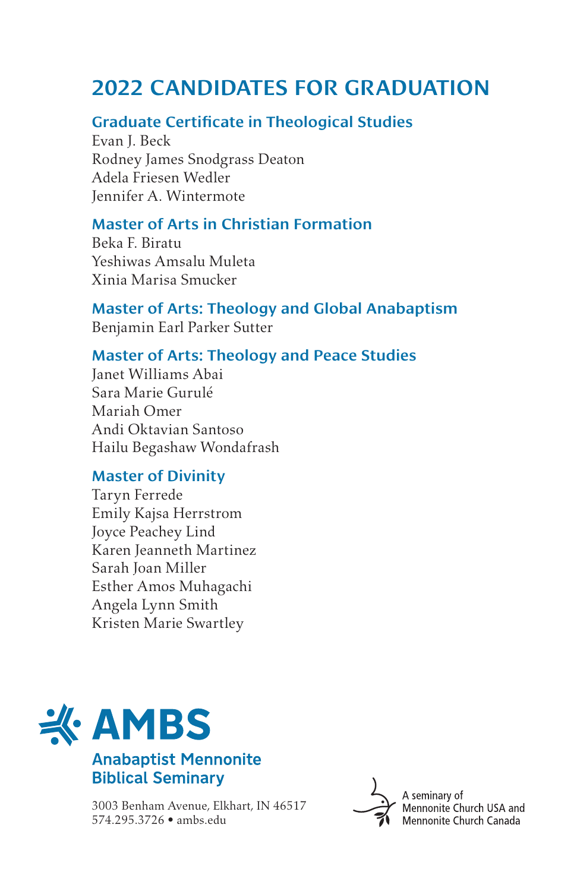# 2022 CANDIDATES FOR GRADUATION

## Graduate Certificate in Theological Studies

Evan J. Beck
Rodney James Snodgrass Deaton
Adela Friesen Wedler
Jennifer A. Wintermote

## Master of Arts in Christian Formation

Beka F. Biratu
Yeshiwas Amsalu Muleta
Xinia Marisa Smucker

## Master of Arts: Theology and Global Anabaptism

Benjamin Earl Parker Sutter

## Master of Arts: Theology and Peace Studies

Janet Williams Abai
Sara Marie Gurulé
Mariah Omer
Andi Oktavian Santoso
Hailu Begashaw Wondafrash

## Master of Divinity

Taryn Ferrede
Emily Kajsa Herrstrom
Joyce Peachey Lind
Karen Jeanneth Martinez
Sarah Joan Miller
Esther Amos Muhagachi
Angela Lynn Smith
Kristen Marie Swartley

**AMBS**
**Anabaptist Mennonite Biblical Seminary**

3003 Benham Avenue, Elkhart, IN 46517
574.295.3726 • ambs.edu

A seminary of
Mennonite Church USA and
Mennonite Church Canada